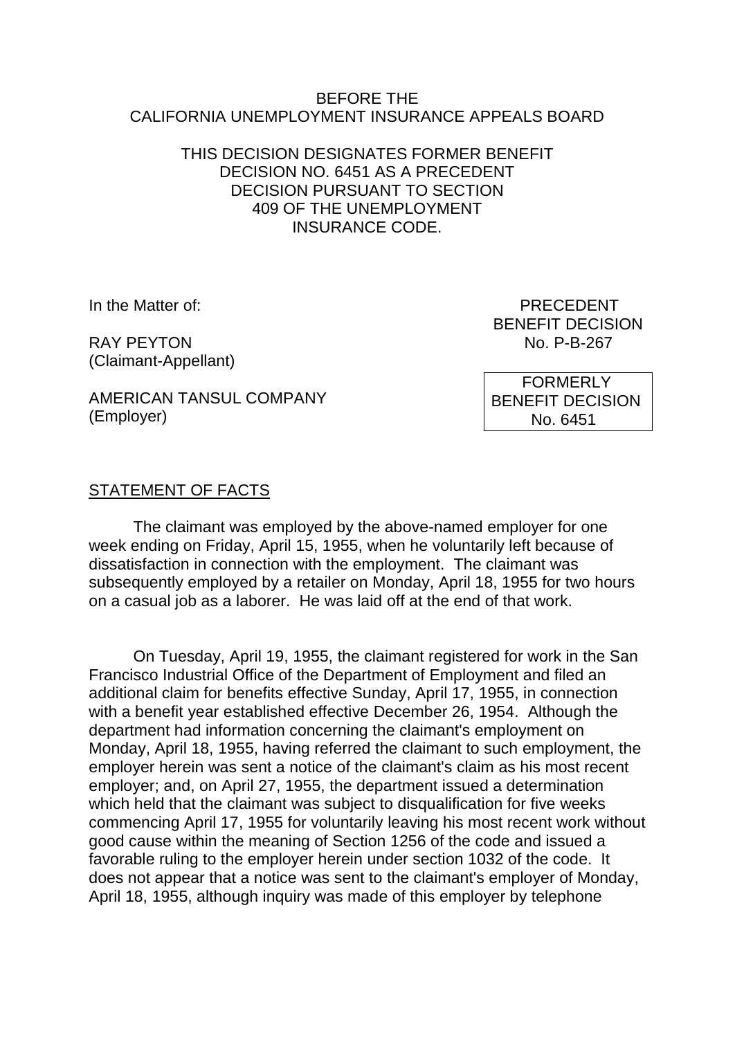BEFORE THE
CALIFORNIA UNEMPLOYMENT INSURANCE APPEALS BOARD

THIS DECISION DESIGNATES FORMER BENEFIT DECISION NO. 6451 AS A PRECEDENT DECISION PURSUANT TO SECTION 409 OF THE UNEMPLOYMENT INSURANCE CODE.

In the Matter of:

RAY PEYTON
(Claimant-Appellant)

AMERICAN TANSUL COMPANY
(Employer)

PRECEDENT
BENEFIT DECISION
No. P-B-267

FORMERLY
BENEFIT DECISION
No. 6451

## STATEMENT OF FACTS

The claimant was employed by the above-named employer for one week ending on Friday, April 15, 1955, when he voluntarily left because of dissatisfaction in connection with the employment. The claimant was subsequently employed by a retailer on Monday, April 18, 1955 for two hours on a casual job as a laborer. He was laid off at the end of that work.

On Tuesday, April 19, 1955, the claimant registered for work in the San Francisco Industrial Office of the Department of Employment and filed an additional claim for benefits effective Sunday, April 17, 1955, in connection with a benefit year established effective December 26, 1954. Although the department had information concerning the claimant's employment on Monday, April 18, 1955, having referred the claimant to such employment, the employer herein was sent a notice of the claimant's claim as his most recent employer; and, on April 27, 1955, the department issued a determination which held that the claimant was subject to disqualification for five weeks commencing April 17, 1955 for voluntarily leaving his most recent work without good cause within the meaning of Section 1256 of the code and issued a favorable ruling to the employer herein under section 1032 of the code. It does not appear that a notice was sent to the claimant's employer of Monday, April 18, 1955, although inquiry was made of this employer by telephone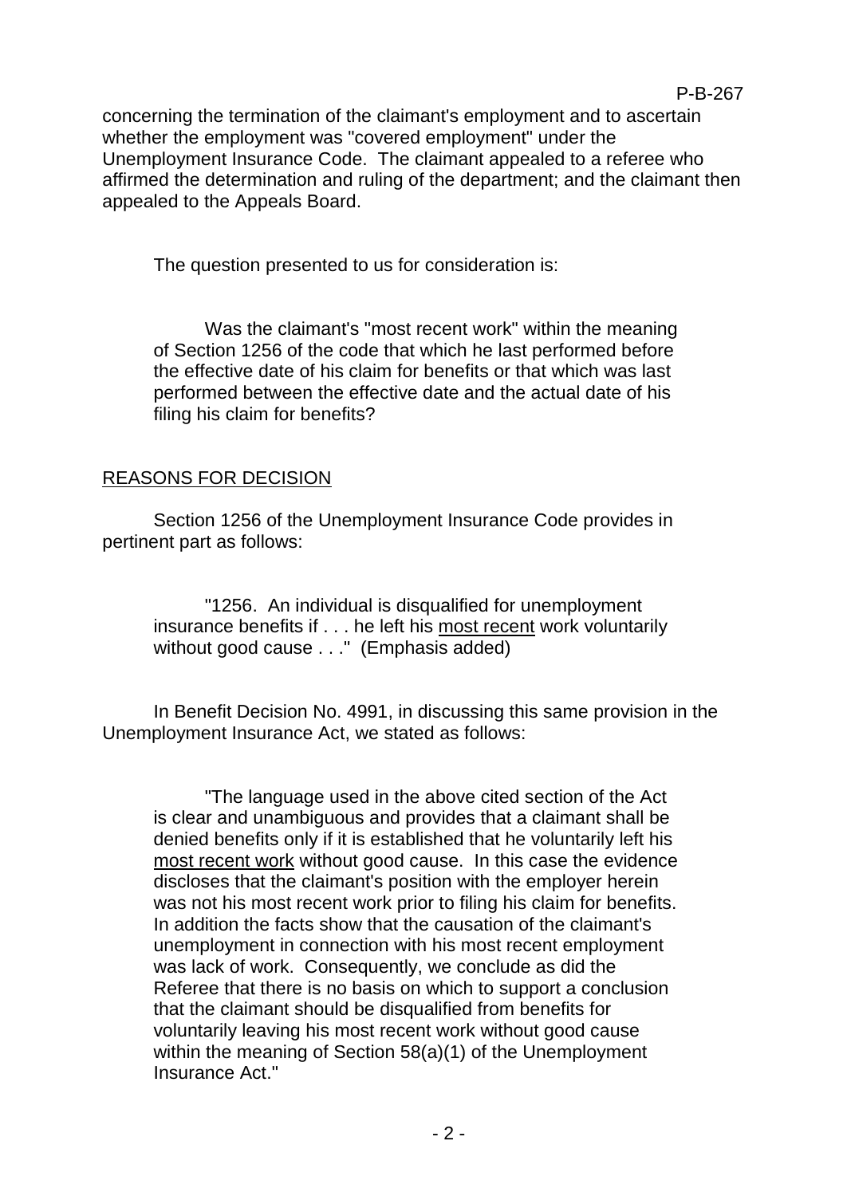concerning the termination of the claimant's employment and to ascertain whether the employment was "covered employment" under the Unemployment Insurance Code. The claimant appealed to a referee who affirmed the determination and ruling of the department; and the claimant then appealed to the Appeals Board.

The question presented to us for consideration is:

> Was the claimant's "most recent work" within the meaning of Section 1256 of the code that which he last performed before the effective date of his claim for benefits or that which was last performed between the effective date and the actual date of his filing his claim for benefits?

## REASONS FOR DECISION

Section 1256 of the Unemployment Insurance Code provides in pertinent part as follows:

> "1256. An individual is disqualified for unemployment insurance benefits if . . . he left his most recent work voluntarily without good cause . . ." (Emphasis added)

In Benefit Decision No. 4991, in discussing this same provision in the Unemployment Insurance Act, we stated as follows:

> "The language used in the above cited section of the Act is clear and unambiguous and provides that a claimant shall be denied benefits only if it is established that he voluntarily left his most recent work without good cause. In this case the evidence discloses that the claimant's position with the employer herein was not his most recent work prior to filing his claim for benefits. In addition the facts show that the causation of the claimant's unemployment in connection with his most recent employment was lack of work. Consequently, we conclude as did the Referee that there is no basis on which to support a conclusion that the claimant should be disqualified from benefits for voluntarily leaving his most recent work without good cause within the meaning of Section 58(a)(1) of the Unemployment Insurance Act."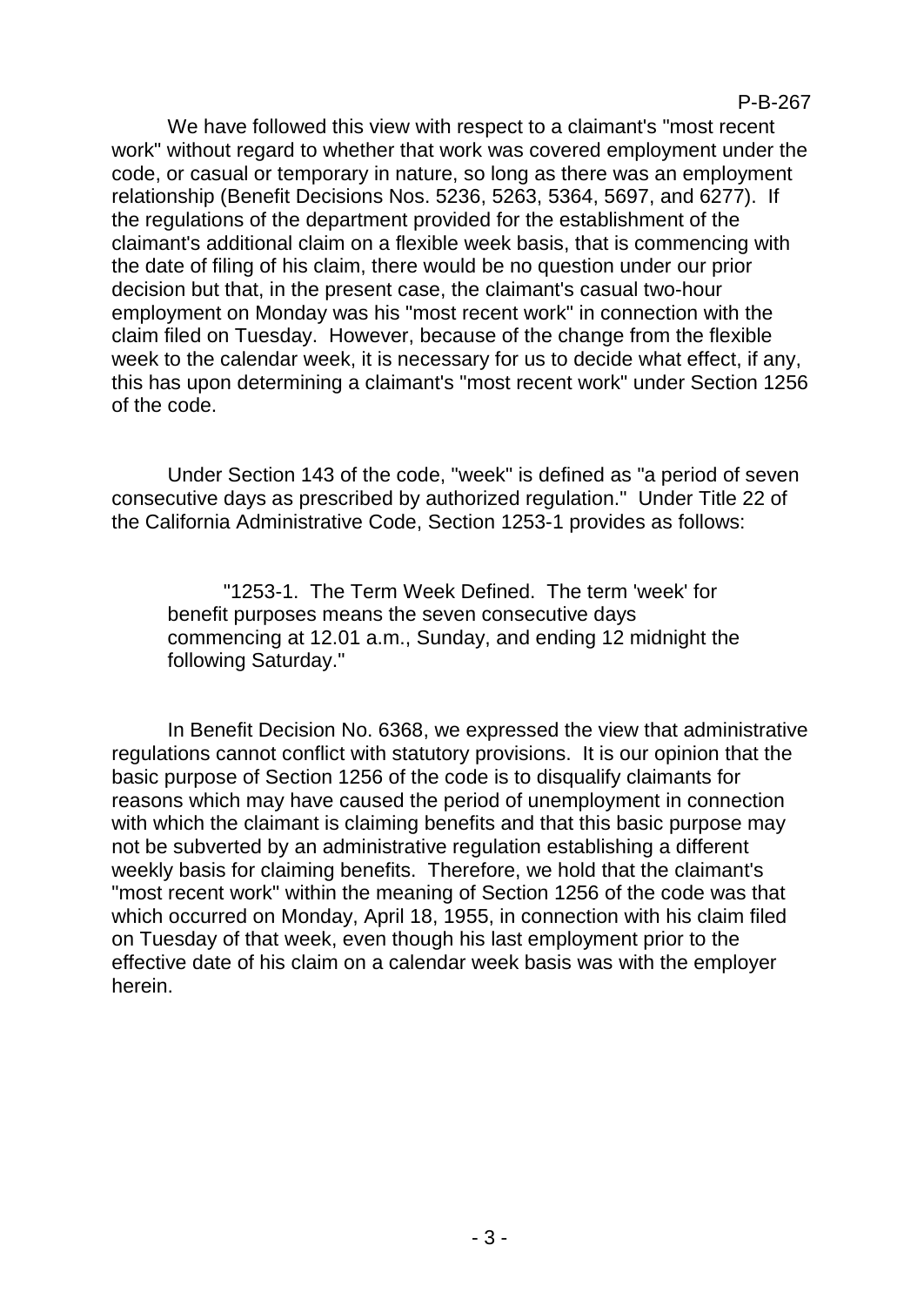We have followed this view with respect to a claimant's "most recent work" without regard to whether that work was covered employment under the code, or casual or temporary in nature, so long as there was an employment relationship (Benefit Decisions Nos. 5236, 5263, 5364, 5697, and 6277). If the regulations of the department provided for the establishment of the claimant's additional claim on a flexible week basis, that is commencing with the date of filing of his claim, there would be no question under our prior decision but that, in the present case, the claimant's casual two-hour employment on Monday was his "most recent work" in connection with the claim filed on Tuesday. However, because of the change from the flexible week to the calendar week, it is necessary for us to decide what effect, if any, this has upon determining a claimant's "most recent work" under Section 1256 of the code.

Under Section 143 of the code, "week" is defined as "a period of seven consecutive days as prescribed by authorized regulation." Under Title 22 of the California Administrative Code, Section 1253-1 provides as follows:

> "1253-1. The Term Week Defined. The term 'week' for benefit purposes means the seven consecutive days commencing at 12.01 a.m., Sunday, and ending 12 midnight the following Saturday."

In Benefit Decision No. 6368, we expressed the view that administrative regulations cannot conflict with statutory provisions. It is our opinion that the basic purpose of Section 1256 of the code is to disqualify claimants for reasons which may have caused the period of unemployment in connection with which the claimant is claiming benefits and that this basic purpose may not be subverted by an administrative regulation establishing a different weekly basis for claiming benefits. Therefore, we hold that the claimant's "most recent work" within the meaning of Section 1256 of the code was that which occurred on Monday, April 18, 1955, in connection with his claim filed on Tuesday of that week, even though his last employment prior to the effective date of his claim on a calendar week basis was with the employer herein.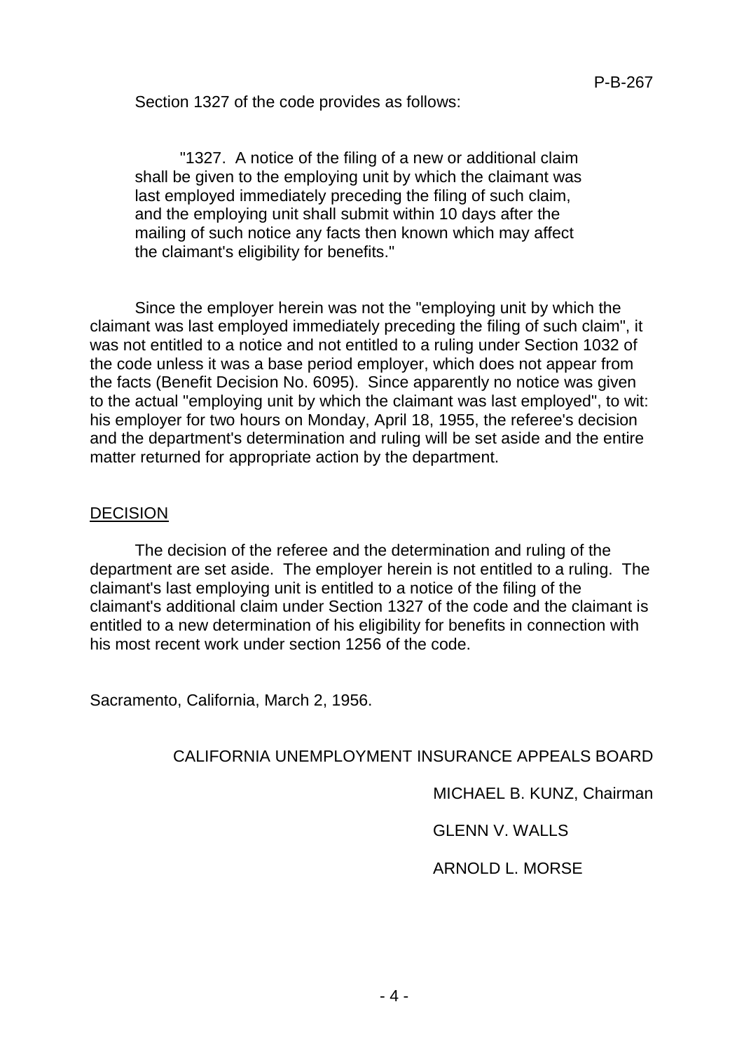Section 1327 of the code provides as follows:

> "1327. A notice of the filing of a new or additional claim shall be given to the employing unit by which the claimant was last employed immediately preceding the filing of such claim, and the employing unit shall submit within 10 days after the mailing of such notice any facts then known which may affect the claimant's eligibility for benefits."

Since the employer herein was not the "employing unit by which the claimant was last employed immediately preceding the filing of such claim", it was not entitled to a notice and not entitled to a ruling under Section 1032 of the code unless it was a base period employer, which does not appear from the facts (Benefit Decision No. 6095). Since apparently no notice was given to the actual "employing unit by which the claimant was last employed", to wit: his employer for two hours on Monday, April 18, 1955, the referee's decision and the department's determination and ruling will be set aside and the entire matter returned for appropriate action by the department.

## DECISION

The decision of the referee and the determination and ruling of the department are set aside. The employer herein is not entitled to a ruling. The claimant's last employing unit is entitled to a notice of the filing of the claimant's additional claim under Section 1327 of the code and the claimant is entitled to a new determination of his eligibility for benefits in connection with his most recent work under section 1256 of the code.

Sacramento, California, March 2, 1956.

CALIFORNIA UNEMPLOYMENT INSURANCE APPEALS BOARD

MICHAEL B. KUNZ, Chairman

GLENN V. WALLS

ARNOLD L. MORSE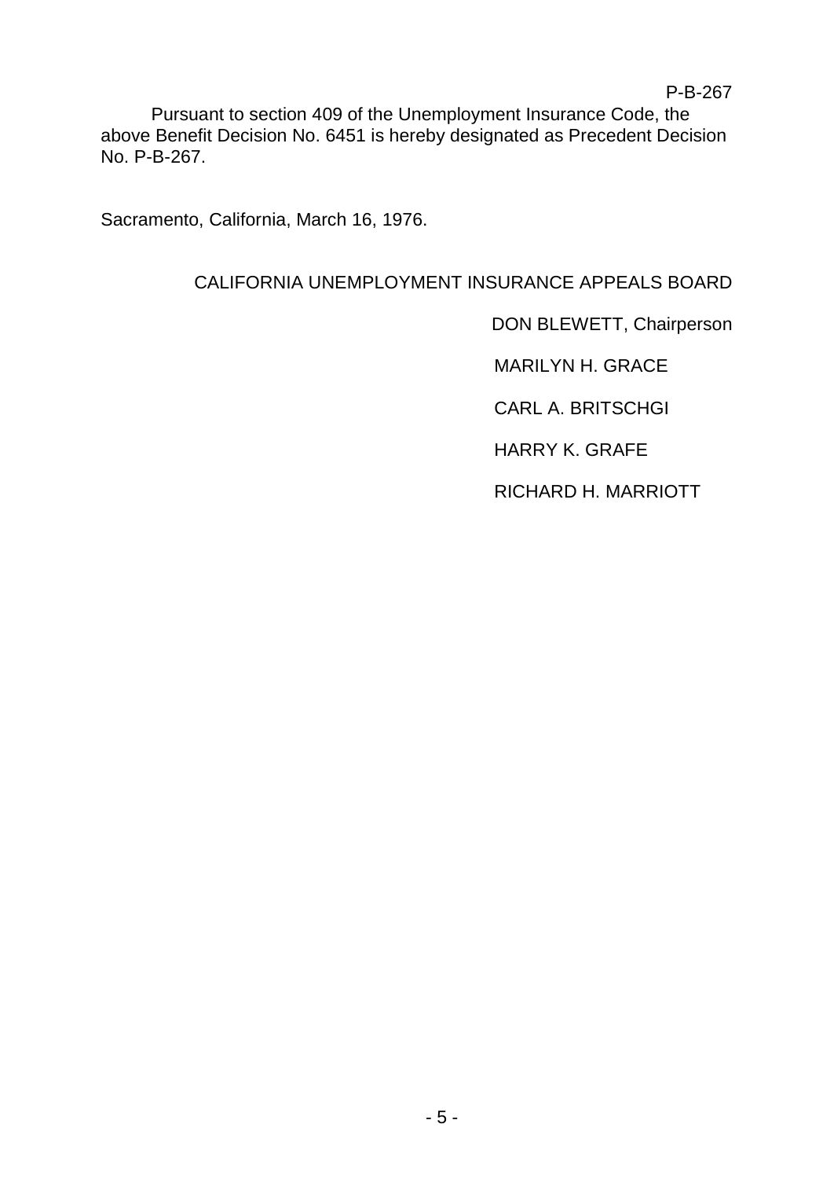P-B-267

Pursuant to section 409 of the Unemployment Insurance Code, the above Benefit Decision No. 6451 is hereby designated as Precedent Decision No. P-B-267.

Sacramento, California, March 16, 1976.

CALIFORNIA UNEMPLOYMENT INSURANCE APPEALS BOARD

DON BLEWETT, Chairperson

MARILYN H. GRACE

CARL A. BRITSCHGI

HARRY K. GRAFE

RICHARD H. MARRIOTT